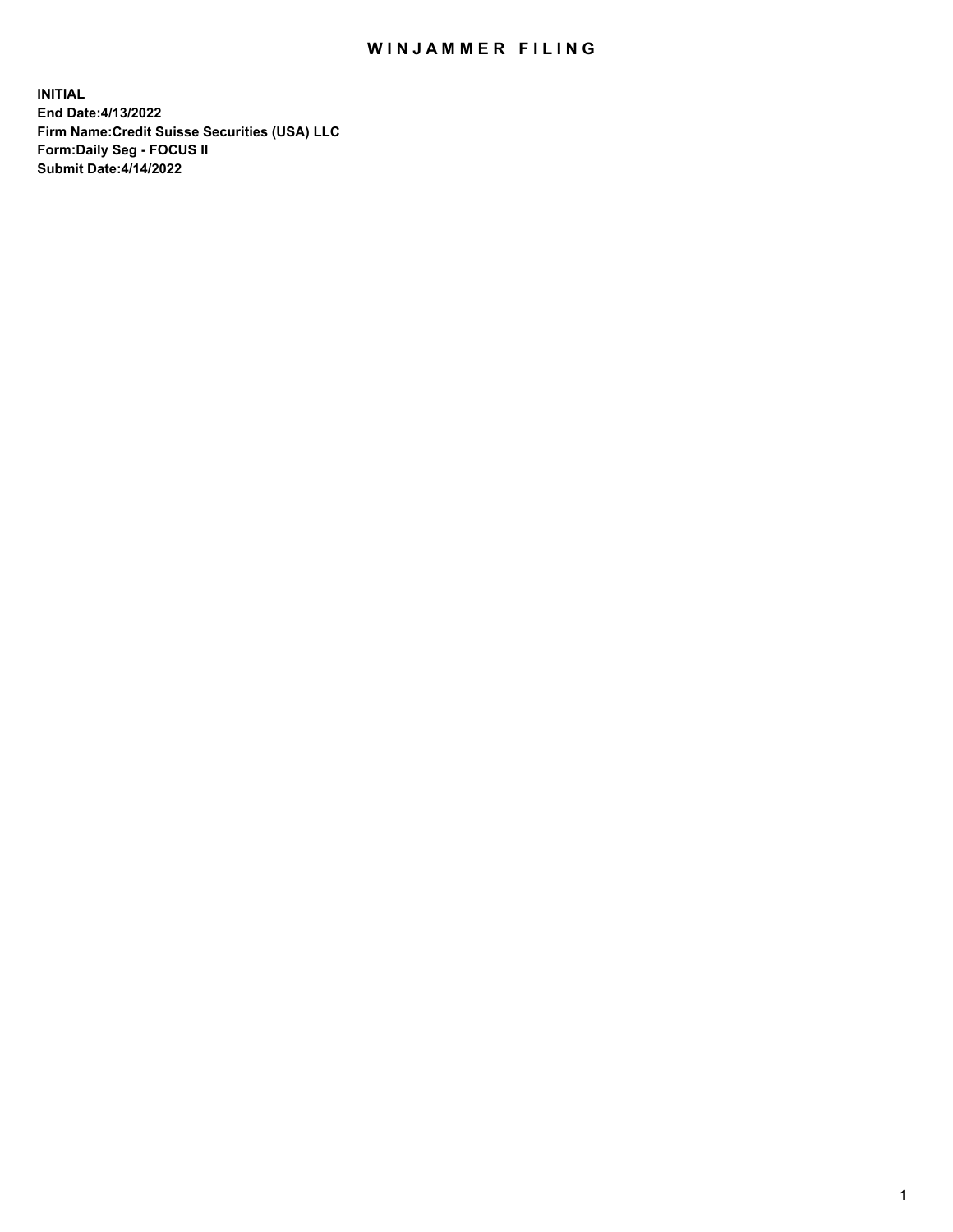# WINJAMMER FILING

**INITIAL**
**End Date:4/13/2022**
**Firm Name:Credit Suisse Securities (USA) LLC**
**Form:Daily Seg - FOCUS II**
**Submit Date:4/14/2022**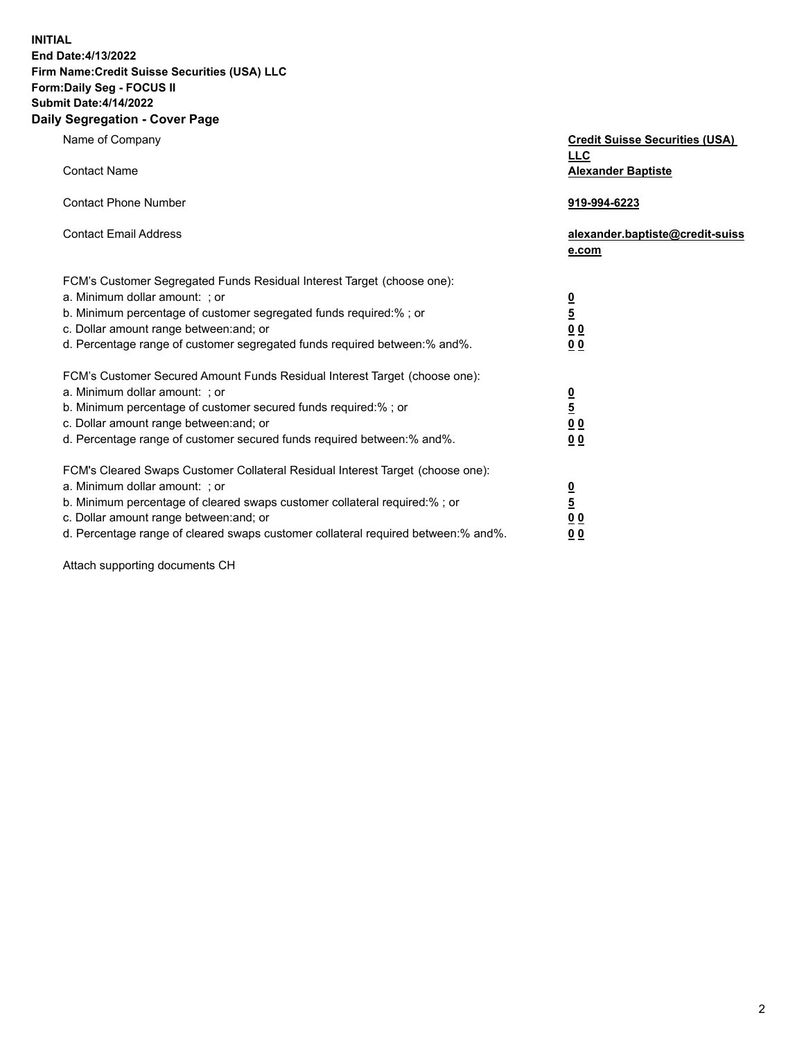**INITIAL**
**End Date:4/13/2022**
**Firm Name:Credit Suisse Securities (USA) LLC**
**Form:Daily Seg - FOCUS II**
**Submit Date:4/14/2022**

## Daily Segregation - Cover Page

| | |
|---|---|
| Name of Company | **Credit Suisse Securities (USA) LLC** |
| Contact Name | **Alexander Baptiste** |
| Contact Phone Number | **919-994-6223** |
| Contact Email Address | **alexander.baptiste@credit-suisse.com** |

FCM's Customer Segregated Funds Residual Interest Target (choose one):

| | |
|---|---|
| a. Minimum dollar amount: ; or | **0** |
| b. Minimum percentage of customer segregated funds required:% ; or | **5** |
| c. Dollar amount range between:and; or | **0 0** |
| d. Percentage range of customer segregated funds required between:% and%. | **0 0** |

FCM's Customer Secured Amount Funds Residual Interest Target (choose one):

| | |
|---|---|
| a. Minimum dollar amount: ; or | **0** |
| b. Minimum percentage of customer secured funds required:% ; or | **5** |
| c. Dollar amount range between:and; or | **0 0** |
| d. Percentage range of customer secured funds required between:% and%. | **0 0** |

FCM's Cleared Swaps Customer Collateral Residual Interest Target (choose one):

| | |
|---|---|
| a. Minimum dollar amount: ; or | **0** |
| b. Minimum percentage of cleared swaps customer collateral required:% ; or | **5** |
| c. Dollar amount range between:and; or | **0 0** |
| d. Percentage range of cleared swaps customer collateral required between:% and%. | **0 0** |

Attach supporting documents CH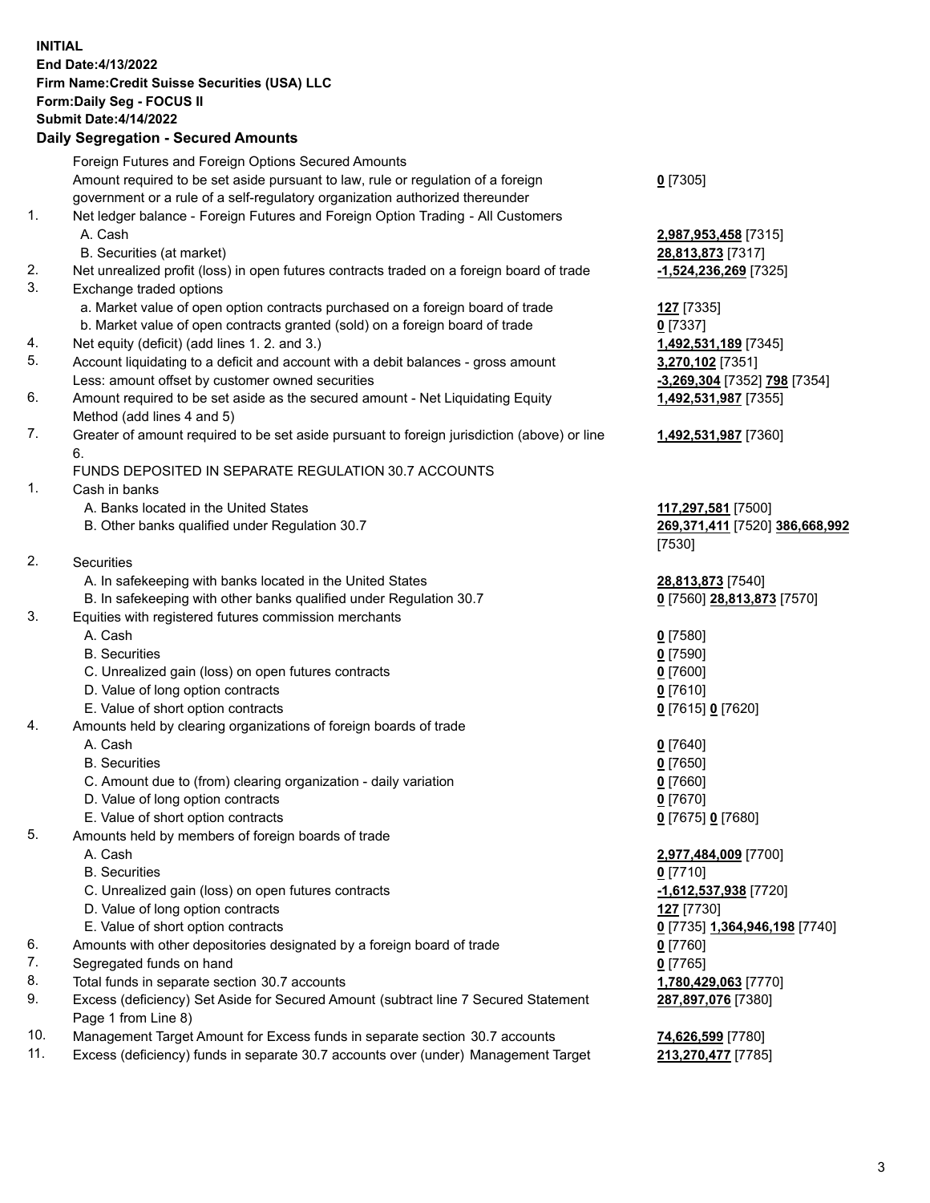**INITIAL**
**End Date:4/13/2022**
**Firm Name:Credit Suisse Securities (USA) LLC**
**Form:Daily Seg - FOCUS II**
**Submit Date:4/14/2022**

## Daily Segregation - Secured Amounts

| | | |
|---|---|---|
| | Foreign Futures and Foreign Options Secured Amounts | |
| | Amount required to be set aside pursuant to law, rule or regulation of a foreign government or a rule of a self-regulatory organization authorized thereunder | **0** [7305] |
| 1. | Net ledger balance - Foreign Futures and Foreign Option Trading - All Customers | |
| | A. Cash | **2,987,953,458** [7315] |
| | B. Securities (at market) | **28,813,873** [7317] |
| 2. | Net unrealized profit (loss) in open futures contracts traded on a foreign board of trade | **-1,524,236,269** [7325] |
| 3. | Exchange traded options | |
| | a. Market value of open option contracts purchased on a foreign board of trade | **127** [7335] |
| | b. Market value of open contracts granted (sold) on a foreign board of trade | **0** [7337] |
| 4. | Net equity (deficit) (add lines 1. 2. and 3.) | **1,492,531,189** [7345] |
| 5. | Account liquidating to a deficit and account with a debit balances - gross amount | **3,270,102** [7351] |
| | Less: amount offset by customer owned securities | **-3,269,304** [7352] **798** [7354] |
| 6. | Amount required to be set aside as the secured amount - Net Liquidating Equity Method (add lines 4 and 5) | **1,492,531,987** [7355] |
| 7. | Greater of amount required to be set aside pursuant to foreign jurisdiction (above) or line 6. | **1,492,531,987** [7360] |
| | FUNDS DEPOSITED IN SEPARATE REGULATION 30.7 ACCOUNTS | |
| 1. | Cash in banks | |
| | A. Banks located in the United States | **117,297,581** [7500] |
| | B. Other banks qualified under Regulation 30.7 | **269,371,411** [7520] **386,668,992** [7530] |
| 2. | Securities | |
| | A. In safekeeping with banks located in the United States | **28,813,873** [7540] |
| | B. In safekeeping with other banks qualified under Regulation 30.7 | **0** [7560] **28,813,873** [7570] |
| 3. | Equities with registered futures commission merchants | |
| | A. Cash | **0** [7580] |
| | B. Securities | **0** [7590] |
| | C. Unrealized gain (loss) on open futures contracts | **0** [7600] |
| | D. Value of long option contracts | **0** [7610] |
| | E. Value of short option contracts | **0** [7615] **0** [7620] |
| 4. | Amounts held by clearing organizations of foreign boards of trade | |
| | A. Cash | **0** [7640] |
| | B. Securities | **0** [7650] |
| | C. Amount due to (from) clearing organization - daily variation | **0** [7660] |
| | D. Value of long option contracts | **0** [7670] |
| | E. Value of short option contracts | **0** [7675] **0** [7680] |
| 5. | Amounts held by members of foreign boards of trade | |
| | A. Cash | **2,977,484,009** [7700] |
| | B. Securities | **0** [7710] |
| | C. Unrealized gain (loss) on open futures contracts | **-1,612,537,938** [7720] |
| | D. Value of long option contracts | **127** [7730] |
| | E. Value of short option contracts | **0** [7735] **1,364,946,198** [7740] |
| 6. | Amounts with other depositories designated by a foreign board of trade | **0** [7760] |
| 7. | Segregated funds on hand | **0** [7765] |
| 8. | Total funds in separate section 30.7 accounts | **1,780,429,063** [7770] |
| 9. | Excess (deficiency) Set Aside for Secured Amount (subtract line 7 Secured Statement Page 1 from Line 8) | **287,897,076** [7380] |
| 10. | Management Target Amount for Excess funds in separate section 30.7 accounts | **74,626,599** [7780] |
| 11. | Excess (deficiency) funds in separate 30.7 accounts over (under) Management Target | **213,270,477** [7785] |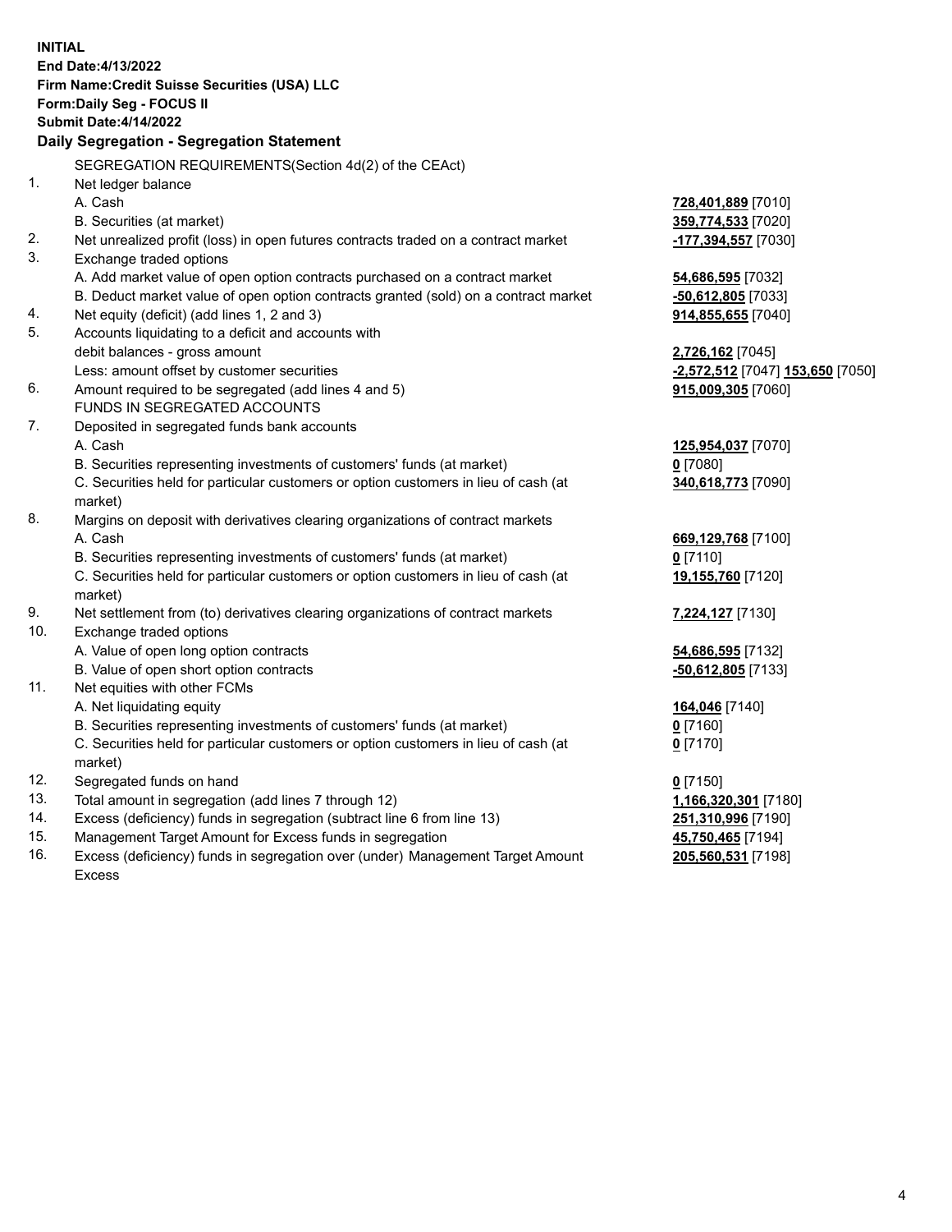**INITIAL**
**End Date:4/13/2022**
**Firm Name:Credit Suisse Securities (USA) LLC**
**Form:Daily Seg - FOCUS II**
**Submit Date:4/14/2022**

## Daily Segregation - Segregation Statement

SEGREGATION REQUIREMENTS(Section 4d(2) of the CEAct)

| | | |
|---|---|---|
| 1. | Net ledger balance | |
| | A. Cash | **728,401,889** [7010] |
| | B. Securities (at market) | **359,774,533** [7020] |
| 2. | Net unrealized profit (loss) in open futures contracts traded on a contract market | **-177,394,557** [7030] |
| 3. | Exchange traded options | |
| | A. Add market value of open option contracts purchased on a contract market | **54,686,595** [7032] |
| | B. Deduct market value of open option contracts granted (sold) on a contract market | **-50,612,805** [7033] |
| 4. | Net equity (deficit) (add lines 1, 2 and 3) | **914,855,655** [7040] |
| 5. | Accounts liquidating to a deficit and accounts with debit balances - gross amount | **2,726,162** [7045] |
| | Less: amount offset by customer securities | **-2,572,512** [7047] **153,650** [7050] |
| 6. | Amount required to be segregated (add lines 4 and 5) | **915,009,305** [7060] |
| | FUNDS IN SEGREGATED ACCOUNTS | |
| 7. | Deposited in segregated funds bank accounts | |
| | A. Cash | **125,954,037** [7070] |
| | B. Securities representing investments of customers' funds (at market) | **0** [7080] |
| | C. Securities held for particular customers or option customers in lieu of cash (at market) | **340,618,773** [7090] |
| 8. | Margins on deposit with derivatives clearing organizations of contract markets | |
| | A. Cash | **669,129,768** [7100] |
| | B. Securities representing investments of customers' funds (at market) | **0** [7110] |
| | C. Securities held for particular customers or option customers in lieu of cash (at market) | **19,155,760** [7120] |
| 9. | Net settlement from (to) derivatives clearing organizations of contract markets | **7,224,127** [7130] |
| 10. | Exchange traded options | |
| | A. Value of open long option contracts | **54,686,595** [7132] |
| | B. Value of open short option contracts | **-50,612,805** [7133] |
| 11. | Net equities with other FCMs | |
| | A. Net liquidating equity | **164,046** [7140] |
| | B. Securities representing investments of customers' funds (at market) | **0** [7160] |
| | C. Securities held for particular customers or option customers in lieu of cash (at market) | **0** [7170] |
| 12. | Segregated funds on hand | **0** [7150] |
| 13. | Total amount in segregation (add lines 7 through 12) | **1,166,320,301** [7180] |
| 14. | Excess (deficiency) funds in segregation (subtract line 6 from line 13) | **251,310,996** [7190] |
| 15. | Management Target Amount for Excess funds in segregation | **45,750,465** [7194] |
| 16. | Excess (deficiency) funds in segregation over (under) Management Target Amount Excess | **205,560,531** [7198] |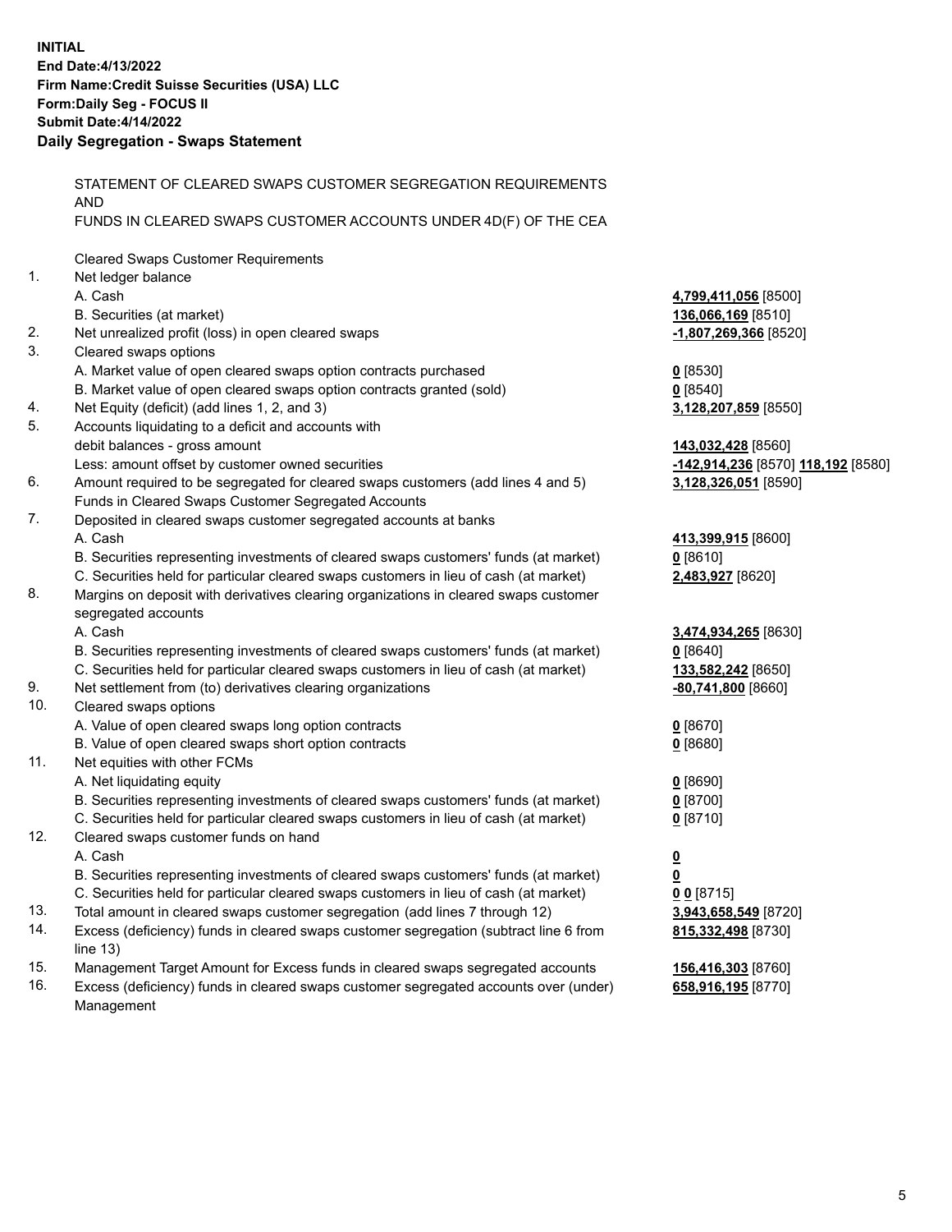**INITIAL**
**End Date:4/13/2022**
**Firm Name:Credit Suisse Securities (USA) LLC**
**Form:Daily Seg - FOCUS II**
**Submit Date:4/14/2022**
**Daily Segregation - Swaps Statement**

STATEMENT OF CLEARED SWAPS CUSTOMER SEGREGATION REQUIREMENTS AND
FUNDS IN CLEARED SWAPS CUSTOMER ACCOUNTS UNDER 4D(F) OF THE CEA

| | | |
|---|---|---|
| | Cleared Swaps Customer Requirements | |
| 1. | Net ledger balance | |
| | A. Cash | **4,799,411,056** [8500] |
| | B. Securities (at market) | **136,066,169** [8510] |
| 2. | Net unrealized profit (loss) in open cleared swaps | **-1,807,269,366** [8520] |
| 3. | Cleared swaps options | |
| | A. Market value of open cleared swaps option contracts purchased | **0** [8530] |
| | B. Market value of open cleared swaps option contracts granted (sold) | **0** [8540] |
| 4. | Net Equity (deficit) (add lines 1, 2, and 3) | **3,128,207,859** [8550] |
| 5. | Accounts liquidating to a deficit and accounts with | |
| | debit balances - gross amount | **143,032,428** [8560] |
| | Less: amount offset by customer owned securities | **-142,914,236** [8570] **118,192** [8580] |
| 6. | Amount required to be segregated for cleared swaps customers (add lines 4 and 5) | **3,128,326,051** [8590] |
| | Funds in Cleared Swaps Customer Segregated Accounts | |
| 7. | Deposited in cleared swaps customer segregated accounts at banks | |
| | A. Cash | **413,399,915** [8600] |
| | B. Securities representing investments of cleared swaps customers' funds (at market) | **0** [8610] |
| | C. Securities held for particular cleared swaps customers in lieu of cash (at market) | **2,483,927** [8620] |
| 8. | Margins on deposit with derivatives clearing organizations in cleared swaps customer segregated accounts | |
| | A. Cash | **3,474,934,265** [8630] |
| | B. Securities representing investments of cleared swaps customers' funds (at market) | **0** [8640] |
| | C. Securities held for particular cleared swaps customers in lieu of cash (at market) | **133,582,242** [8650] |
| 9. | Net settlement from (to) derivatives clearing organizations | **-80,741,800** [8660] |
| 10. | Cleared swaps options | |
| | A. Value of open cleared swaps long option contracts | **0** [8670] |
| | B. Value of open cleared swaps short option contracts | **0** [8680] |
| 11. | Net equities with other FCMs | |
| | A. Net liquidating equity | **0** [8690] |
| | B. Securities representing investments of cleared swaps customers' funds (at market) | **0** [8700] |
| | C. Securities held for particular cleared swaps customers in lieu of cash (at market) | **0** [8710] |
| 12. | Cleared swaps customer funds on hand | |
| | A. Cash | **0** |
| | B. Securities representing investments of cleared swaps customers' funds (at market) | **0** |
| | C. Securities held for particular cleared swaps customers in lieu of cash (at market) | **0** **0** [8715] |
| 13. | Total amount in cleared swaps customer segregation (add lines 7 through 12) | **3,943,658,549** [8720] |
| 14. | Excess (deficiency) funds in cleared swaps customer segregation (subtract line 6 from line 13) | **815,332,498** [8730] |
| 15. | Management Target Amount for Excess funds in cleared swaps segregated accounts | **156,416,303** [8760] |
| 16. | Excess (deficiency) funds in cleared swaps customer segregated accounts over (under) Management | **658,916,195** [8770] |